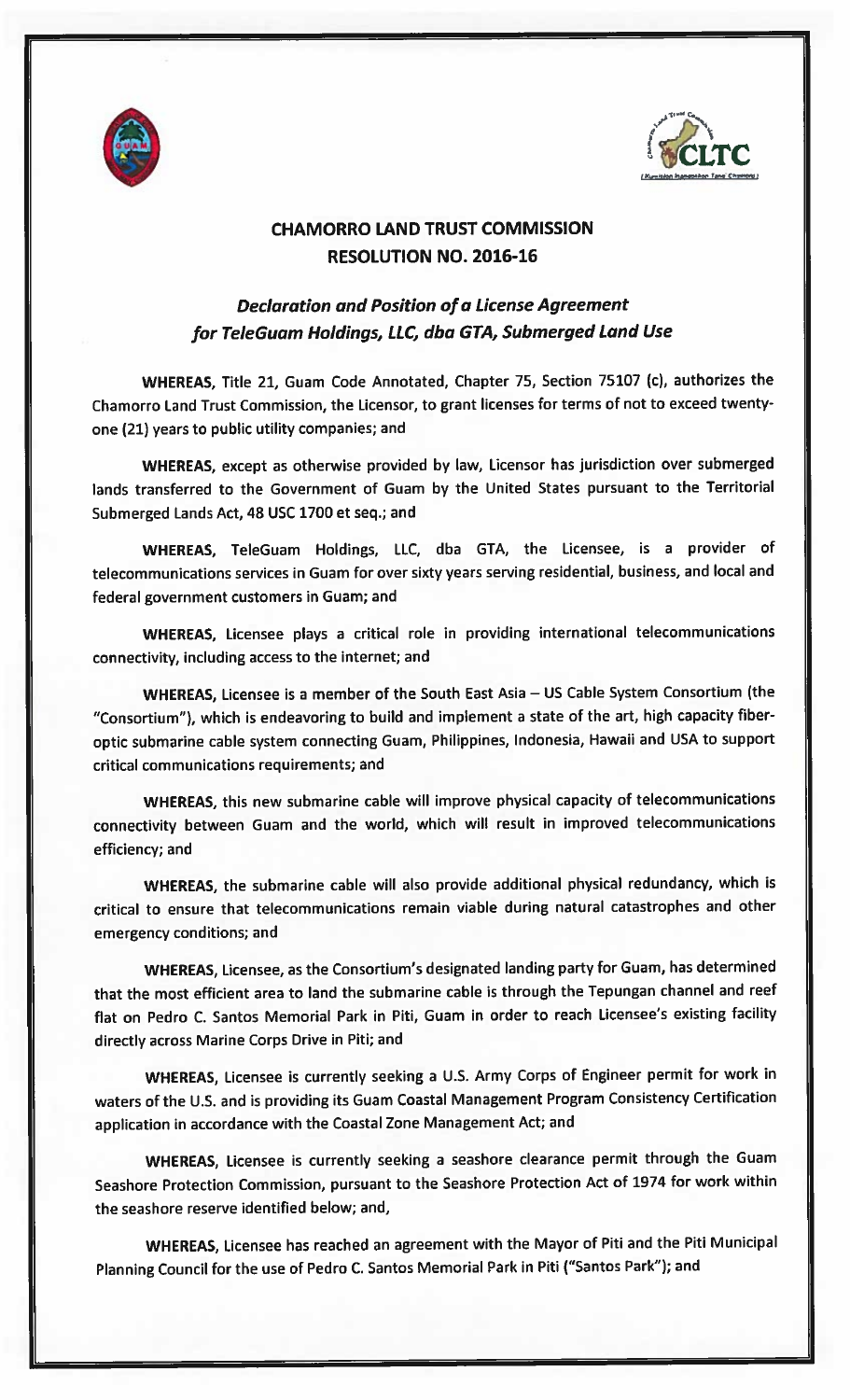# CHAMORRO LAND TRUST COMMISSION
# RESOLUTION NO. 2016-16

## *Declaration and Position of a License Agreement for TeleGuam Holdings, LLC, dba GTA, Submerged Land Use*

**WHEREAS,** Title 21, Guam Code Annotated, Chapter 75, Section 75107 (c), authorizes the Chamorro Land Trust Commission, the Licensor, to grant licenses for terms of not to exceed twenty-one (21) years to public utility companies; and

**WHEREAS,** except as otherwise provided by law, Licensor has jurisdiction over submerged lands transferred to the Government of Guam by the United States pursuant to the Territorial Submerged Lands Act, 48 USC 1700 et seq.; and

**WHEREAS,** TeleGuam Holdings, LLC, dba GTA, the Licensee, is a provider of telecommunications services in Guam for over sixty years serving residential, business, and local and federal government customers in Guam; and

**WHEREAS,** Licensee plays a critical role in providing international telecommunications connectivity, including access to the internet; and

**WHEREAS,** Licensee is a member of the South East Asia – US Cable System Consortium (the "Consortium"), which is endeavoring to build and implement a state of the art, high capacity fiber-optic submarine cable system connecting Guam, Philippines, Indonesia, Hawaii and USA to support critical communications requirements; and

**WHEREAS,** this new submarine cable will improve physical capacity of telecommunications connectivity between Guam and the world, which will result in improved telecommunications efficiency; and

**WHEREAS,** the submarine cable will also provide additional physical redundancy, which is critical to ensure that telecommunications remain viable during natural catastrophes and other emergency conditions; and

**WHEREAS,** Licensee, as the Consortium's designated landing party for Guam, has determined that the most efficient area to land the submarine cable is through the Tepungan channel and reef flat on Pedro C. Santos Memorial Park in Piti, Guam in order to reach Licensee's existing facility directly across Marine Corps Drive in Piti; and

**WHEREAS,** Licensee is currently seeking a U.S. Army Corps of Engineer permit for work in waters of the U.S. and is providing its Guam Coastal Management Program Consistency Certification application in accordance with the Coastal Zone Management Act; and

**WHEREAS,** Licensee is currently seeking a seashore clearance permit through the Guam Seashore Protection Commission, pursuant to the Seashore Protection Act of 1974 for work within the seashore reserve identified below; and,

**WHEREAS,** Licensee has reached an agreement with the Mayor of Piti and the Piti Municipal Planning Council for the use of Pedro C. Santos Memorial Park in Piti ("Santos Park"); and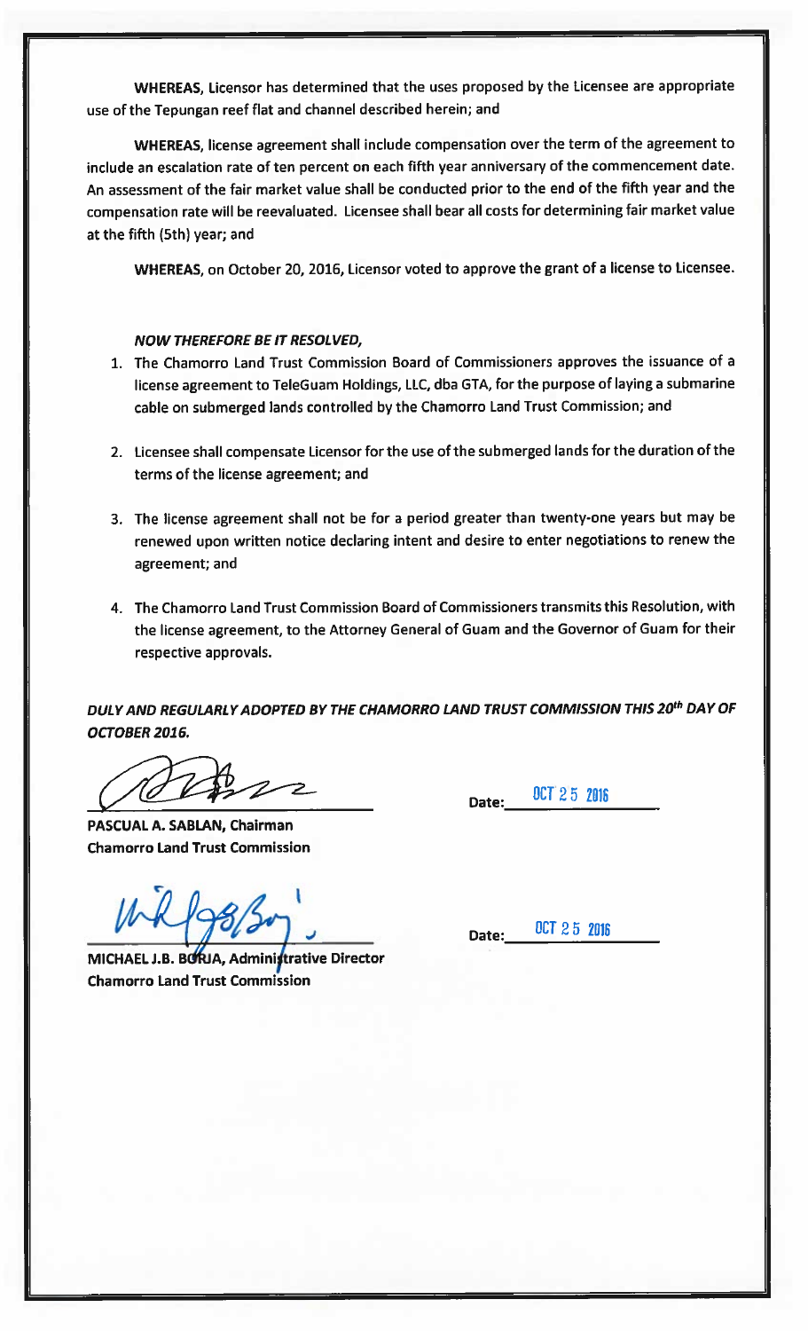**WHEREAS,** Licensor has determined that the uses proposed by the Licensee are appropriate use of the Tepungan reef flat and channel described herein; and

**WHEREAS,** license agreement shall include compensation over the term of the agreement to include an escalation rate of ten percent on each fifth year anniversary of the commencement date. An assessment of the fair market value shall be conducted prior to the end of the fifth year and the compensation rate will be reevaluated. Licensee shall bear all costs for determining fair market value at the fifth (5th) year; and

**WHEREAS,** on October 20, 2016, Licensor voted to approve the grant of a license to Licensee.

***NOW THEREFORE BE IT RESOLVED,***

1. The Chamorro Land Trust Commission Board of Commissioners approves the issuance of a license agreement to TeleGuam Holdings, LLC, dba GTA, for the purpose of laying a submarine cable on submerged lands controlled by the Chamorro Land Trust Commission; and

2. Licensee shall compensate Licensor for the use of the submerged lands for the duration of the terms of the license agreement; and

3. The license agreement shall not be for a period greater than twenty-one years but may be renewed upon written notice declaring intent and desire to enter negotiations to renew the agreement; and

4. The Chamorro Land Trust Commission Board of Commissioners transmits this Resolution, with the license agreement, to the Attorney General of Guam and the Governor of Guam for their respective approvals.

***DULY AND REGULARLY ADOPTED BY THE CHAMORRO LAND TRUST COMMISSION THIS 20th DAY OF OCTOBER 2016.***

**PASCUAL A. SABLAN, Chairman**
**Chamorro Land Trust Commission**

Date: OCT 25 2016

**MICHAEL J.B. BORJA, Administrative Director**
**Chamorro Land Trust Commission**

Date: OCT 25 2016